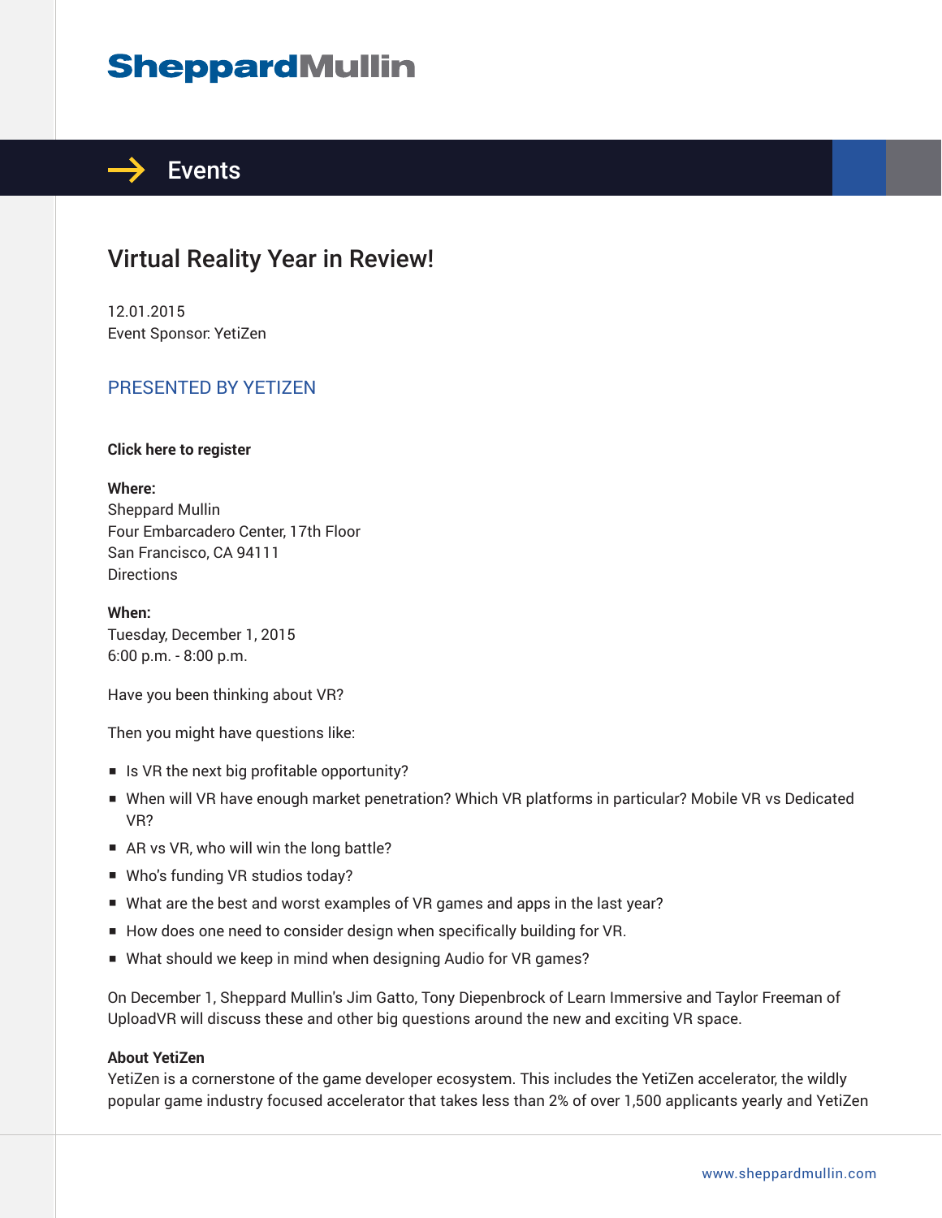# SheppardMullin

## Events

# Virtual Reality Year in Review!

12.01.2015
Event Sponsor: YetiZen

### PRESENTED BY YETIZEN

**Click here to register**

**Where:**
Sheppard Mullin
Four Embarcadero Center, 17th Floor
San Francisco, CA 94111
Directions

**When:**
Tuesday, December 1, 2015
6:00 p.m. - 8:00 p.m.

Have you been thinking about VR?

Then you might have questions like:

- Is VR the next big profitable opportunity?
- When will VR have enough market penetration? Which VR platforms in particular? Mobile VR vs Dedicated VR?
- AR vs VR, who will win the long battle?
- Who's funding VR studios today?
- What are the best and worst examples of VR games and apps in the last year?
- How does one need to consider design when specifically building for VR.
- What should we keep in mind when designing Audio for VR games?

On December 1, Sheppard Mullin's Jim Gatto, Tony Diepenbrock of Learn Immersive and Taylor Freeman of UploadVR will discuss these and other big questions around the new and exciting VR space.

**About YetiZen**
YetiZen is a cornerstone of the game developer ecosystem. This includes the YetiZen accelerator, the wildly popular game industry focused accelerator that takes less than 2% of over 1,500 applicants yearly and YetiZen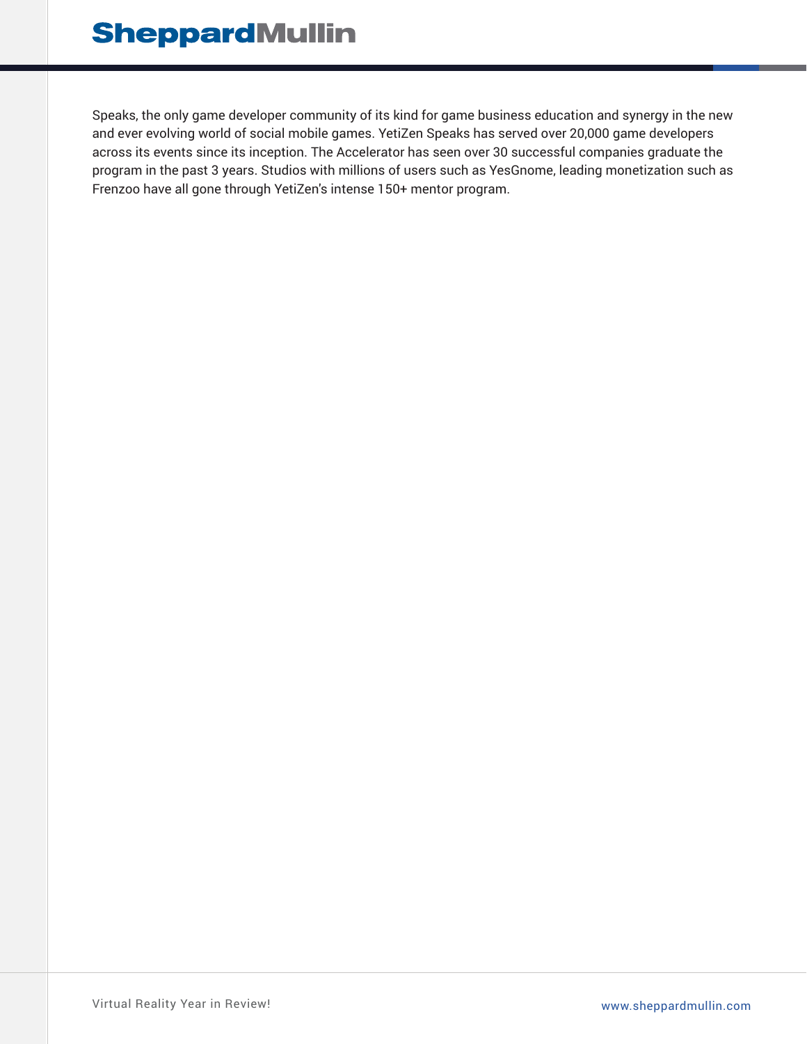Speaks, the only game developer community of its kind for game business education and synergy in the new and ever evolving world of social mobile games. YetiZen Speaks has served over 20,000 game developers across its events since its inception. The Accelerator has seen over 30 successful companies graduate the program in the past 3 years. Studios with millions of users such as YesGnome, leading monetization such as Frenzoo have all gone through YetiZen's intense 150+ mentor program.